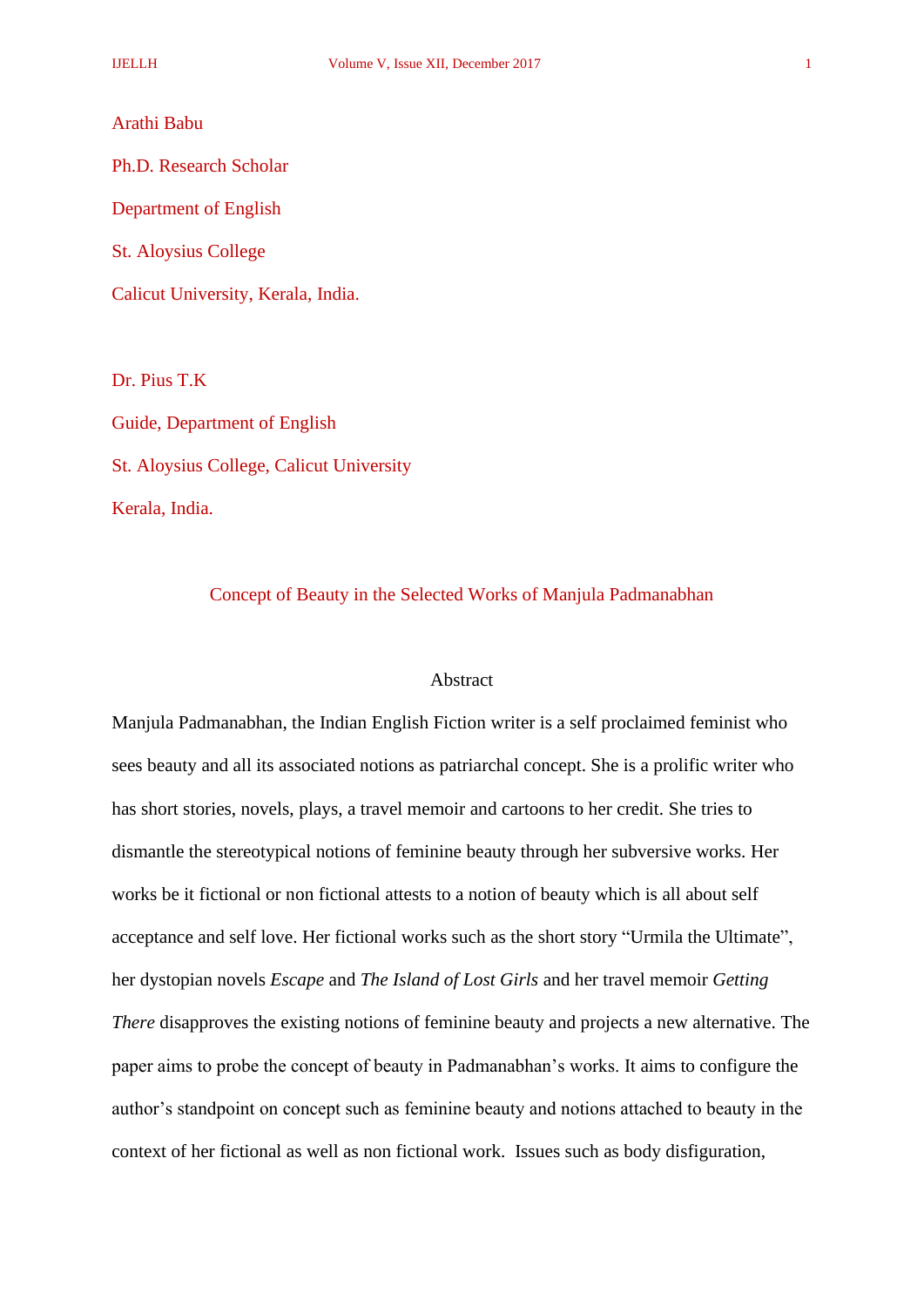Arathi Babu

Ph.D. Research Scholar

Department of English

St. Aloysius College

Calicut University, Kerala, India.

Dr. Pius T.K

Guide, Department of English

St. Aloysius College, Calicut University

Kerala, India.

# Concept of Beauty in the Selected Works of Manjula Padmanabhan

## Abstract

Manjula Padmanabhan, the Indian English Fiction writer is a self proclaimed feminist who sees beauty and all its associated notions as patriarchal concept. She is a prolific writer who has short stories, novels, plays, a travel memoir and cartoons to her credit. She tries to dismantle the stereotypical notions of feminine beauty through her subversive works. Her works be it fictional or non fictional attests to a notion of beauty which is all about self acceptance and self love. Her fictional works such as the short story "Urmila the Ultimate", her dystopian novels *Escape* and *The Island of Lost Girls* and her travel memoir *Getting There* disapproves the existing notions of feminine beauty and projects a new alternative. The paper aims to probe the concept of beauty in Padmanabhan's works. It aims to configure the author's standpoint on concept such as feminine beauty and notions attached to beauty in the context of her fictional as well as non fictional work. Issues such as body disfiguration,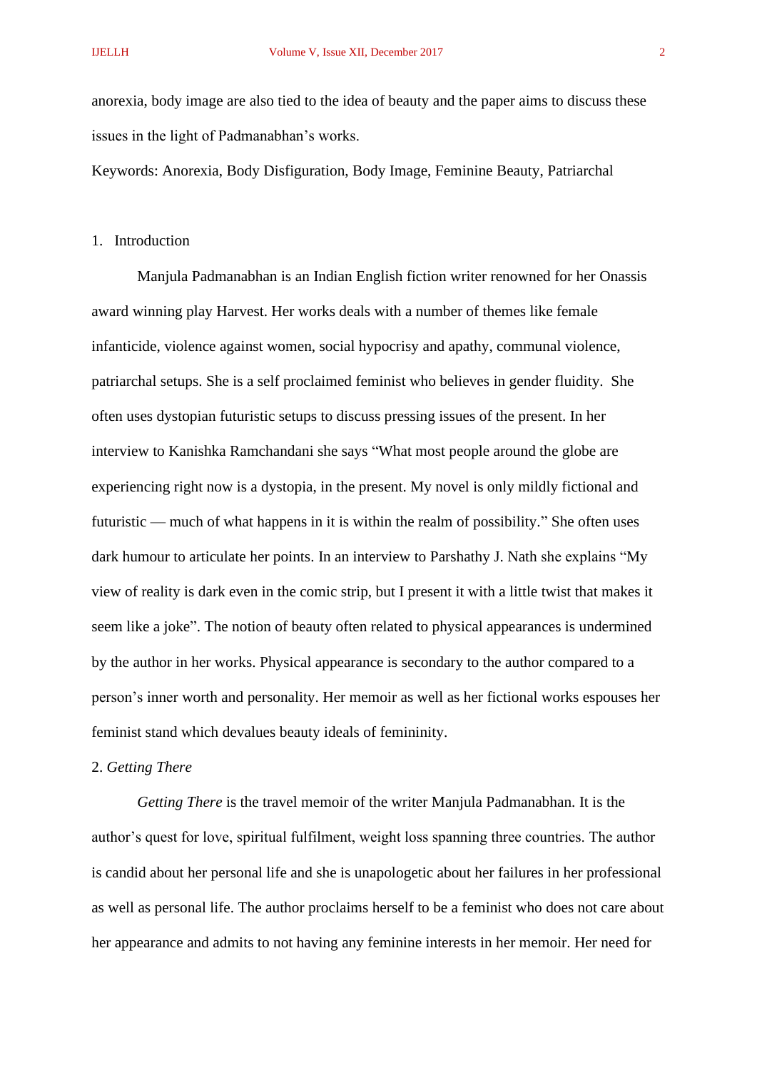anorexia, body image are also tied to the idea of beauty and the paper aims to discuss these issues in the light of Padmanabhan's works.

Keywords: Anorexia, Body Disfiguration, Body Image, Feminine Beauty, Patriarchal

## 1. Introduction

Manjula Padmanabhan is an Indian English fiction writer renowned for her Onassis award winning play Harvest. Her works deals with a number of themes like female infanticide, violence against women, social hypocrisy and apathy, communal violence, patriarchal setups. She is a self proclaimed feminist who believes in gender fluidity. She often uses dystopian futuristic setups to discuss pressing issues of the present. In her interview to Kanishka Ramchandani she says "What most people around the globe are experiencing right now is a dystopia, in the present. My novel is only mildly fictional and futuristic — much of what happens in it is within the realm of possibility." She often uses dark humour to articulate her points. In an interview to Parshathy J. Nath she explains "My view of reality is dark even in the comic strip, but I present it with a little twist that makes it seem like a joke". The notion of beauty often related to physical appearances is undermined by the author in her works. Physical appearance is secondary to the author compared to a person's inner worth and personality. Her memoir as well as her fictional works espouses her feminist stand which devalues beauty ideals of femininity.

## 2. *Getting There*

*Getting There* is the travel memoir of the writer Manjula Padmanabhan. It is the author's quest for love, spiritual fulfilment, weight loss spanning three countries. The author is candid about her personal life and she is unapologetic about her failures in her professional as well as personal life. The author proclaims herself to be a feminist who does not care about her appearance and admits to not having any feminine interests in her memoir. Her need for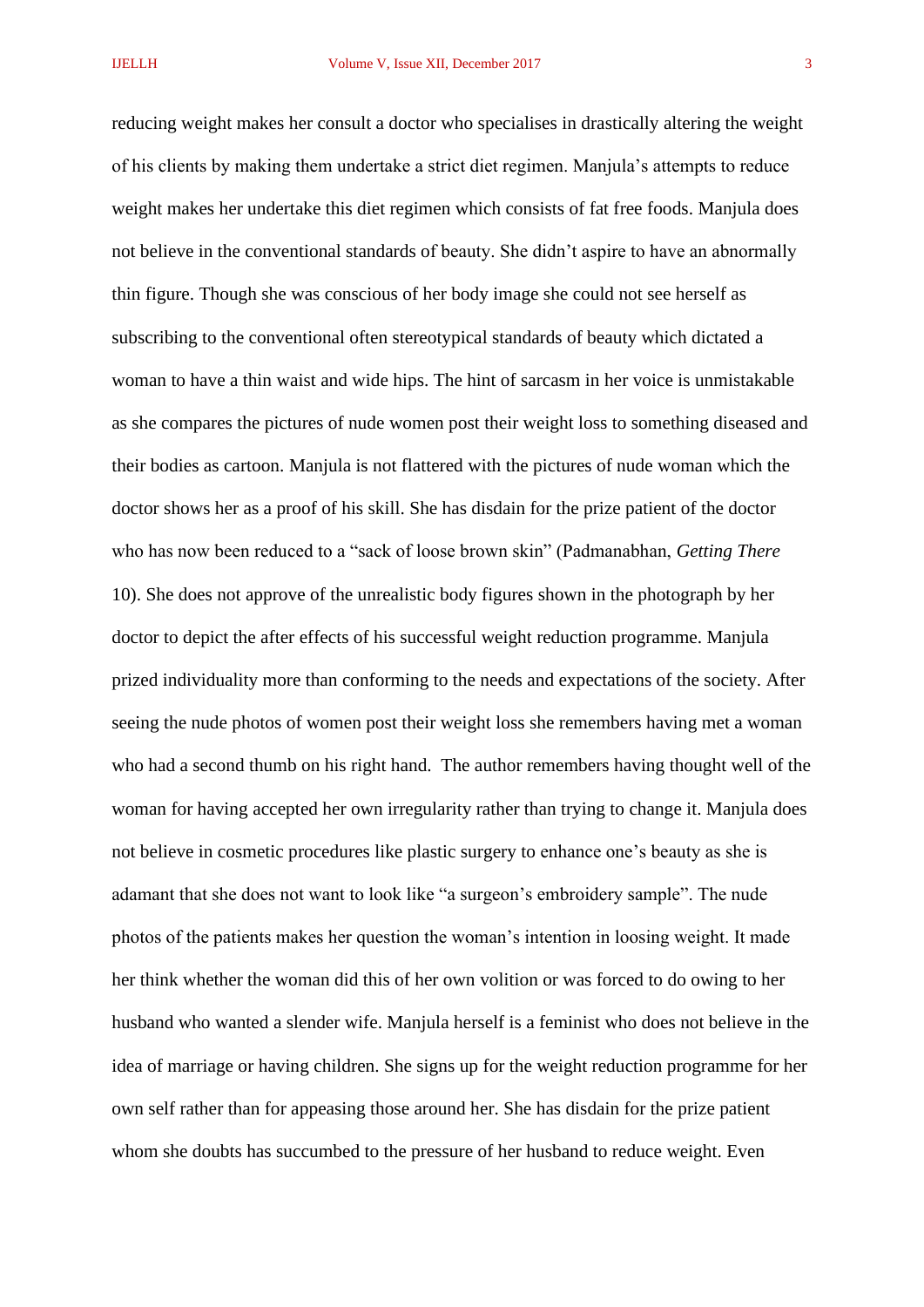reducing weight makes her consult a doctor who specialises in drastically altering the weight of his clients by making them undertake a strict diet regimen. Manjula's attempts to reduce weight makes her undertake this diet regimen which consists of fat free foods. Manjula does not believe in the conventional standards of beauty. She didn't aspire to have an abnormally thin figure. Though she was conscious of her body image she could not see herself as subscribing to the conventional often stereotypical standards of beauty which dictated a woman to have a thin waist and wide hips. The hint of sarcasm in her voice is unmistakable as she compares the pictures of nude women post their weight loss to something diseased and their bodies as cartoon. Manjula is not flattered with the pictures of nude woman which the doctor shows her as a proof of his skill. She has disdain for the prize patient of the doctor who has now been reduced to a "sack of loose brown skin" (Padmanabhan, *Getting There* 10). She does not approve of the unrealistic body figures shown in the photograph by her doctor to depict the after effects of his successful weight reduction programme. Manjula prized individuality more than conforming to the needs and expectations of the society. After seeing the nude photos of women post their weight loss she remembers having met a woman who had a second thumb on his right hand.  The author remembers having thought well of the woman for having accepted her own irregularity rather than trying to change it. Manjula does not believe in cosmetic procedures like plastic surgery to enhance one's beauty as she is adamant that she does not want to look like "a surgeon's embroidery sample". The nude photos of the patients makes her question the woman's intention in loosing weight. It made her think whether the woman did this of her own volition or was forced to do owing to her husband who wanted a slender wife. Manjula herself is a feminist who does not believe in the idea of marriage or having children. She signs up for the weight reduction programme for her own self rather than for appeasing those around her. She has disdain for the prize patient whom she doubts has succumbed to the pressure of her husband to reduce weight. Even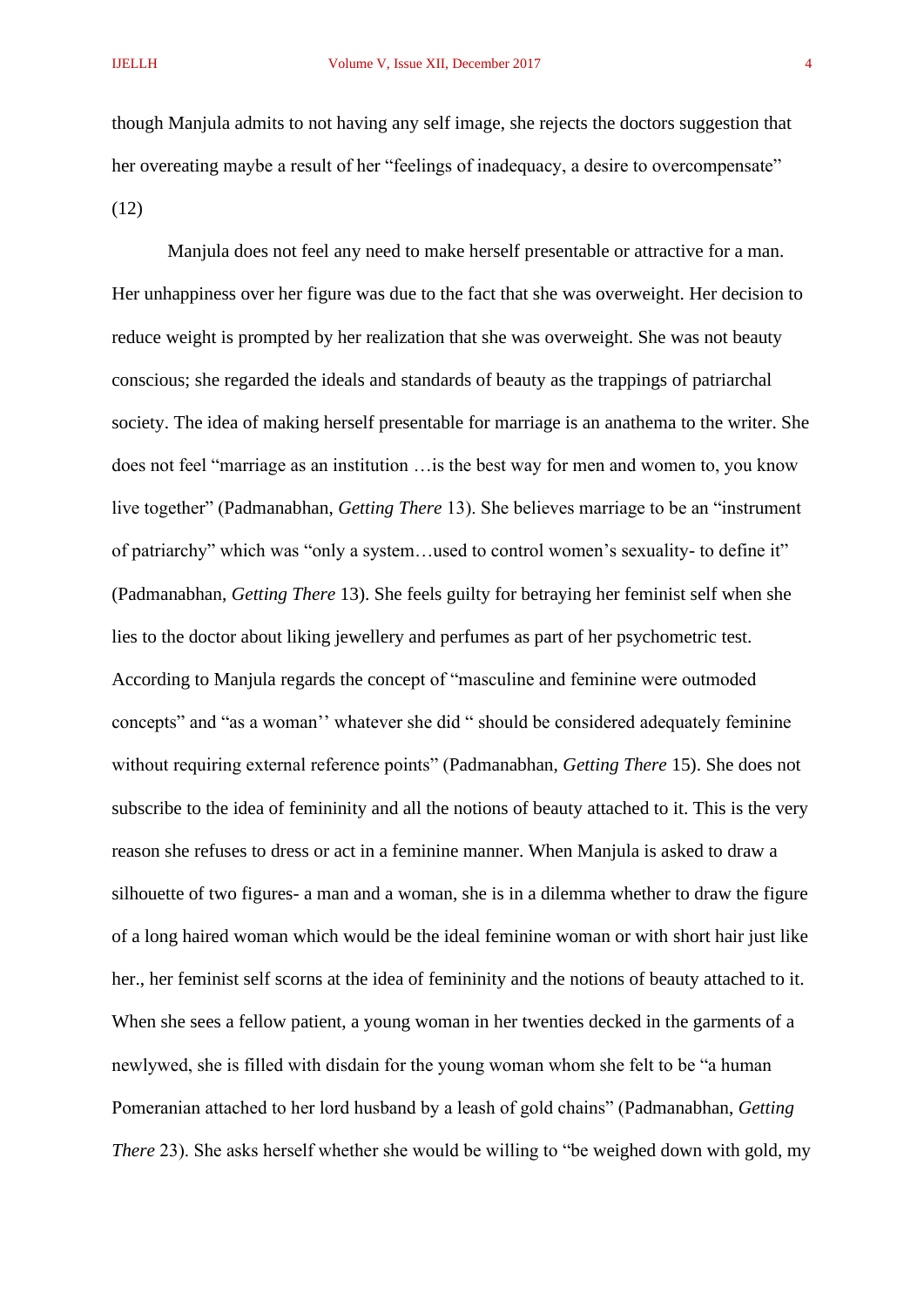though Manjula admits to not having any self image, she rejects the doctors suggestion that her overeating maybe a result of her “feelings of inadequacy, a desire to overcompensate” (12)

Manjula does not feel any need to make herself presentable or attractive for a man. Her unhappiness over her figure was due to the fact that she was overweight. Her decision to reduce weight is prompted by her realization that she was overweight. She was not beauty conscious; she regarded the ideals and standards of beauty as the trappings of patriarchal society. The idea of making herself presentable for marriage is an anathema to the writer. She does not feel “marriage as an institution …is the best way for men and women to, you know live together” (Padmanabhan, *Getting There* 13). She believes marriage to be an “instrument of patriarchy” which was “only a system…used to control women’s sexuality- to define it” (Padmanabhan, *Getting There* 13). She feels guilty for betraying her feminist self when she lies to the doctor about liking jewellery and perfumes as part of her psychometric test. According to Manjula regards the concept of “masculine and feminine were outmoded concepts” and “as a woman’’ whatever she did “ should be considered adequately feminine without requiring external reference points” (Padmanabhan, *Getting There* 15). She does not subscribe to the idea of femininity and all the notions of beauty attached to it. This is the very reason she refuses to dress or act in a feminine manner. When Manjula is asked to draw a silhouette of two figures- a man and a woman, she is in a dilemma whether to draw the figure of a long haired woman which would be the ideal feminine woman or with short hair just like her., her feminist self scorns at the idea of femininity and the notions of beauty attached to it. When she sees a fellow patient, a young woman in her twenties decked in the garments of a newlywed, she is filled with disdain for the young woman whom she felt to be “a human Pomeranian attached to her lord husband by a leash of gold chains” (Padmanabhan, *Getting There* 23). She asks herself whether she would be willing to “be weighed down with gold, my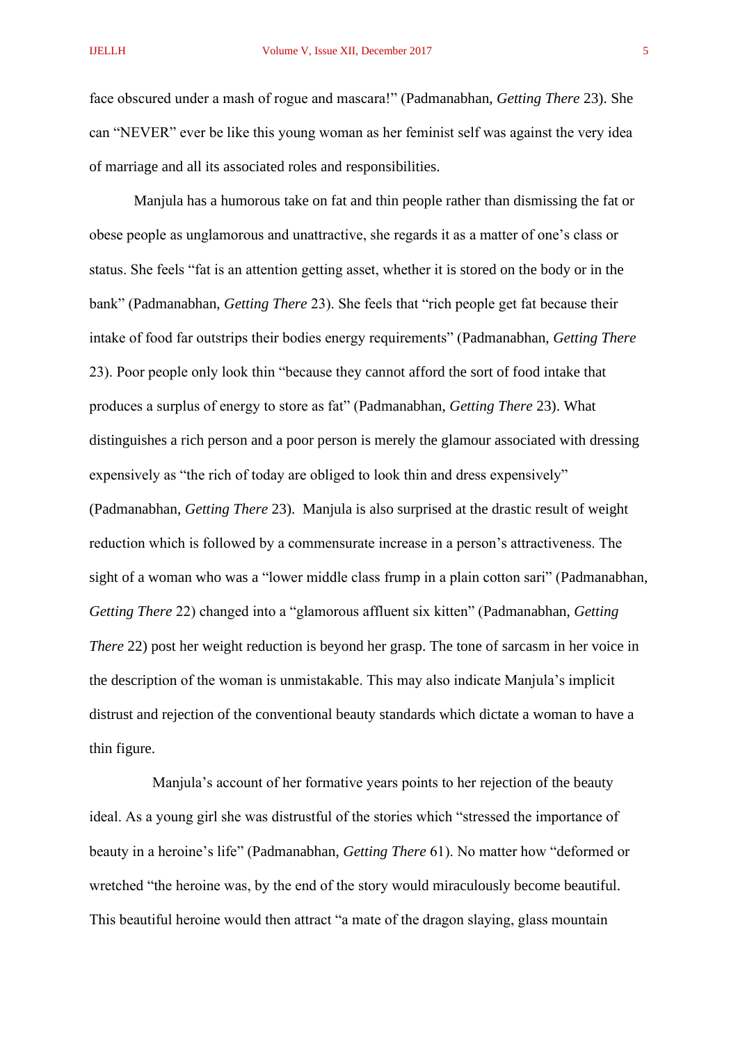face obscured under a mash of rogue and mascara!" (Padmanabhan, *Getting There* 23). She can "NEVER" ever be like this young woman as her feminist self was against the very idea of marriage and all its associated roles and responsibilities.

Manjula has a humorous take on fat and thin people rather than dismissing the fat or obese people as unglamorous and unattractive, she regards it as a matter of one's class or status. She feels "fat is an attention getting asset, whether it is stored on the body or in the bank" (Padmanabhan, *Getting There* 23). She feels that "rich people get fat because their intake of food far outstrips their bodies energy requirements" (Padmanabhan, *Getting There* 23). Poor people only look thin "because they cannot afford the sort of food intake that produces a surplus of energy to store as fat" (Padmanabhan, *Getting There* 23). What distinguishes a rich person and a poor person is merely the glamour associated with dressing expensively as "the rich of today are obliged to look thin and dress expensively" (Padmanabhan, *Getting There* 23). Manjula is also surprised at the drastic result of weight reduction which is followed by a commensurate increase in a person's attractiveness. The sight of a woman who was a "lower middle class frump in a plain cotton sari" (Padmanabhan, *Getting There* 22) changed into a "glamorous affluent six kitten" (Padmanabhan, *Getting There* 22) post her weight reduction is beyond her grasp. The tone of sarcasm in her voice in the description of the woman is unmistakable. This may also indicate Manjula's implicit distrust and rejection of the conventional beauty standards which dictate a woman to have a thin figure.

Manjula's account of her formative years points to her rejection of the beauty ideal. As a young girl she was distrustful of the stories which "stressed the importance of beauty in a heroine's life" (Padmanabhan, *Getting There* 61). No matter how "deformed or wretched "the heroine was, by the end of the story would miraculously become beautiful. This beautiful heroine would then attract "a mate of the dragon slaying, glass mountain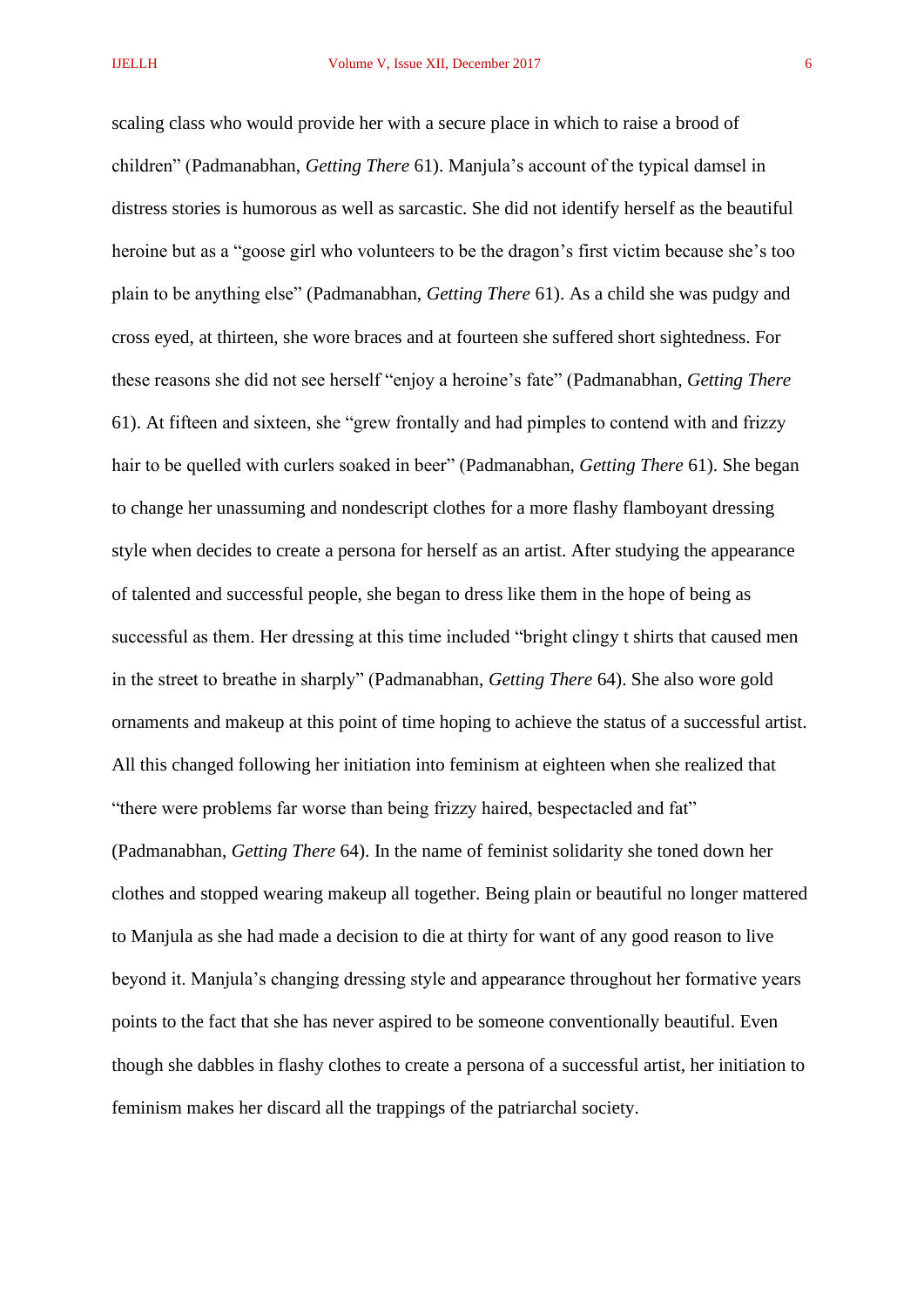scaling class who would provide her with a secure place in which to raise a brood of children" (Padmanabhan, *Getting There* 61). Manjula's account of the typical damsel in distress stories is humorous as well as sarcastic. She did not identify herself as the beautiful heroine but as a "goose girl who volunteers to be the dragon's first victim because she's too plain to be anything else" (Padmanabhan, *Getting There* 61). As a child she was pudgy and cross eyed, at thirteen, she wore braces and at fourteen she suffered short sightedness. For these reasons she did not see herself "enjoy a heroine's fate" (Padmanabhan, *Getting There* 61). At fifteen and sixteen, she "grew frontally and had pimples to contend with and frizzy hair to be quelled with curlers soaked in beer" (Padmanabhan, *Getting There* 61). She began to change her unassuming and nondescript clothes for a more flashy flamboyant dressing style when decides to create a persona for herself as an artist. After studying the appearance of talented and successful people, she began to dress like them in the hope of being as successful as them. Her dressing at this time included "bright clingy t shirts that caused men in the street to breathe in sharply" (Padmanabhan, *Getting There* 64). She also wore gold ornaments and makeup at this point of time hoping to achieve the status of a successful artist. All this changed following her initiation into feminism at eighteen when she realized that "there were problems far worse than being frizzy haired, bespectacled and fat" (Padmanabhan, *Getting There* 64). In the name of feminist solidarity she toned down her clothes and stopped wearing makeup all together. Being plain or beautiful no longer mattered to Manjula as she had made a decision to die at thirty for want of any good reason to live beyond it. Manjula's changing dressing style and appearance throughout her formative years points to the fact that she has never aspired to be someone conventionally beautiful. Even though she dabbles in flashy clothes to create a persona of a successful artist, her initiation to feminism makes her discard all the trappings of the patriarchal society.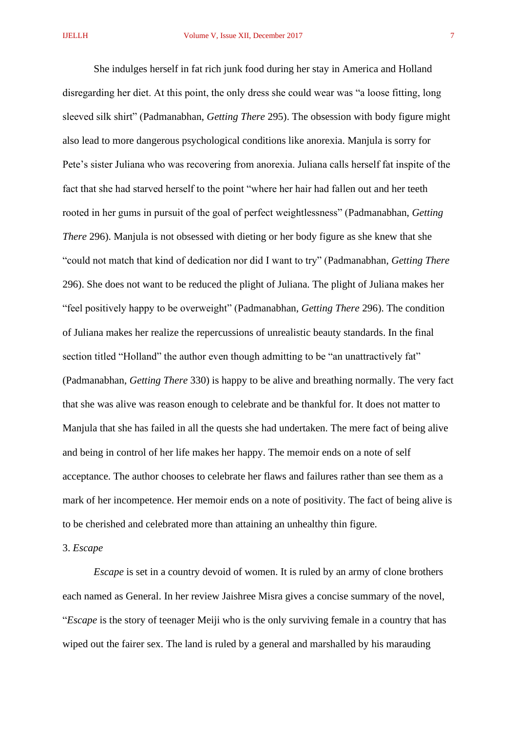She indulges herself in fat rich junk food during her stay in America and Holland disregarding her diet. At this point, the only dress she could wear was "a loose fitting, long sleeved silk shirt" (Padmanabhan, *Getting There* 295). The obsession with body figure might also lead to more dangerous psychological conditions like anorexia. Manjula is sorry for Pete's sister Juliana who was recovering from anorexia. Juliana calls herself fat inspite of the fact that she had starved herself to the point "where her hair had fallen out and her teeth rooted in her gums in pursuit of the goal of perfect weightlessness" (Padmanabhan, *Getting There* 296). Manjula is not obsessed with dieting or her body figure as she knew that she "could not match that kind of dedication nor did I want to try" (Padmanabhan, *Getting There* 296). She does not want to be reduced the plight of Juliana. The plight of Juliana makes her "feel positively happy to be overweight" (Padmanabhan, *Getting There* 296). The condition of Juliana makes her realize the repercussions of unrealistic beauty standards. In the final section titled "Holland" the author even though admitting to be "an unattractively fat" (Padmanabhan, *Getting There* 330) is happy to be alive and breathing normally. The very fact that she was alive was reason enough to celebrate and be thankful for. It does not matter to Manjula that she has failed in all the quests she had undertaken. The mere fact of being alive and being in control of her life makes her happy. The memoir ends on a note of self acceptance. The author chooses to celebrate her flaws and failures rather than see them as a mark of her incompetence. Her memoir ends on a note of positivity. The fact of being alive is to be cherished and celebrated more than attaining an unhealthy thin figure.

3. *Escape*

*Escape* is set in a country devoid of women. It is ruled by an army of clone brothers each named as General. In her review Jaishree Misra gives a concise summary of the novel, "*Escape* is the story of teenager Meiji who is the only surviving female in a country that has wiped out the fairer sex. The land is ruled by a general and marshalled by his marauding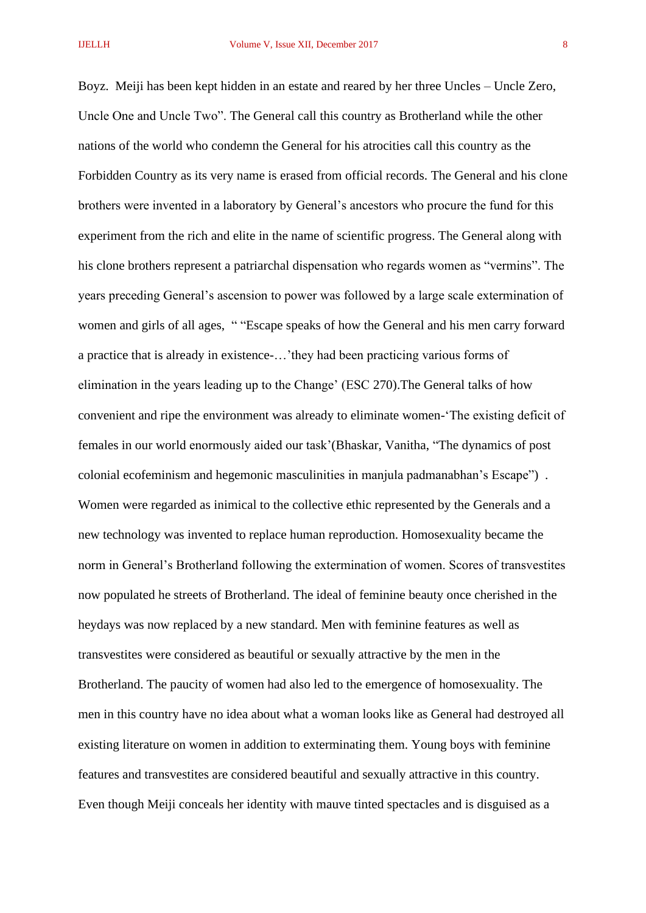Boyz.  Meiji has been kept hidden in an estate and reared by her three Uncles – Uncle Zero, Uncle One and Uncle Two". The General call this country as Brotherland while the other nations of the world who condemn the General for his atrocities call this country as the Forbidden Country as its very name is erased from official records. The General and his clone brothers were invented in a laboratory by General's ancestors who procure the fund for this experiment from the rich and elite in the name of scientific progress. The General along with his clone brothers represent a patriarchal dispensation who regards women as "vermins". The years preceding General's ascension to power was followed by a large scale extermination of women and girls of all ages,  " "Escape speaks of how the General and his men carry forward a practice that is already in existence-…'they had been practicing various forms of elimination in the years leading up to the Change' (ESC 270).The General talks of how convenient and ripe the environment was already to eliminate women-'The existing deficit of females in our world enormously aided our task'(Bhaskar, Vanitha, "The dynamics of post colonial ecofeminism and hegemonic masculinities in manjula padmanabhan's Escape")  . Women were regarded as inimical to the collective ethic represented by the Generals and a new technology was invented to replace human reproduction. Homosexuality became the norm in General's Brotherland following the extermination of women. Scores of transvestites now populated he streets of Brotherland. The ideal of feminine beauty once cherished in the heydays was now replaced by a new standard. Men with feminine features as well as transvestites were considered as beautiful or sexually attractive by the men in the Brotherland. The paucity of women had also led to the emergence of homosexuality. The men in this country have no idea about what a woman looks like as General had destroyed all existing literature on women in addition to exterminating them. Young boys with feminine features and transvestites are considered beautiful and sexually attractive in this country. Even though Meiji conceals her identity with mauve tinted spectacles and is disguised as a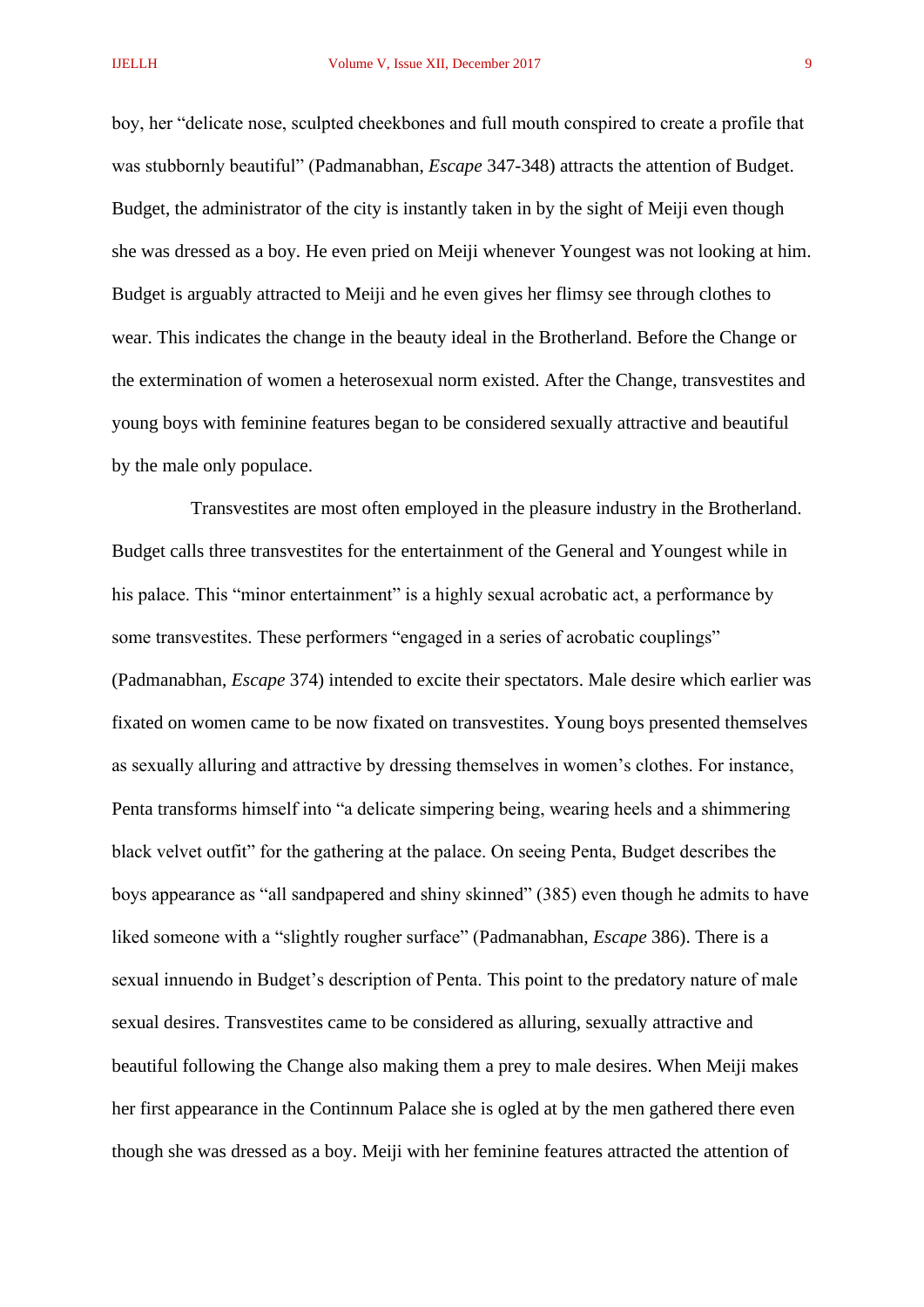boy, her "delicate nose, sculpted cheekbones and full mouth conspired to create a profile that was stubbornly beautiful" (Padmanabhan, *Escape* 347-348) attracts the attention of Budget. Budget, the administrator of the city is instantly taken in by the sight of Meiji even though she was dressed as a boy. He even pried on Meiji whenever Youngest was not looking at him. Budget is arguably attracted to Meiji and he even gives her flimsy see through clothes to wear. This indicates the change in the beauty ideal in the Brotherland. Before the Change or the extermination of women a heterosexual norm existed. After the Change, transvestites and young boys with feminine features began to be considered sexually attractive and beautiful by the male only populace.

Transvestites are most often employed in the pleasure industry in the Brotherland. Budget calls three transvestites for the entertainment of the General and Youngest while in his palace. This "minor entertainment" is a highly sexual acrobatic act, a performance by some transvestites. These performers "engaged in a series of acrobatic couplings" (Padmanabhan, *Escape* 374) intended to excite their spectators. Male desire which earlier was fixated on women came to be now fixated on transvestites. Young boys presented themselves as sexually alluring and attractive by dressing themselves in women's clothes. For instance, Penta transforms himself into "a delicate simpering being, wearing heels and a shimmering black velvet outfit" for the gathering at the palace. On seeing Penta, Budget describes the boys appearance as "all sandpapered and shiny skinned" (385) even though he admits to have liked someone with a "slightly rougher surface" (Padmanabhan, *Escape* 386). There is a sexual innuendo in Budget's description of Penta. This point to the predatory nature of male sexual desires. Transvestites came to be considered as alluring, sexually attractive and beautiful following the Change also making them a prey to male desires. When Meiji makes her first appearance in the Continnum Palace she is ogled at by the men gathered there even though she was dressed as a boy. Meiji with her feminine features attracted the attention of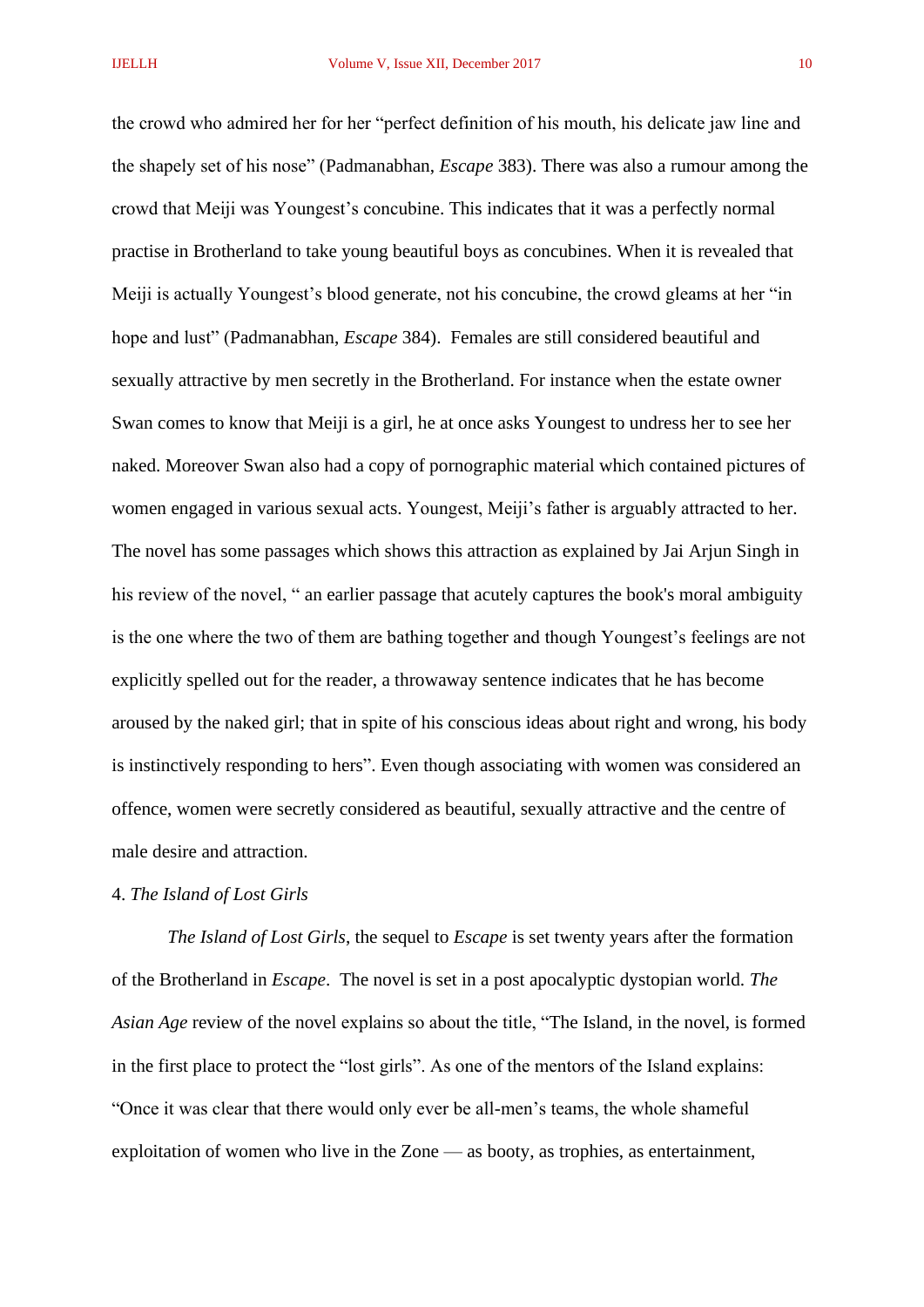the crowd who admired her for her "perfect definition of his mouth, his delicate jaw line and the shapely set of his nose" (Padmanabhan, *Escape* 383). There was also a rumour among the crowd that Meiji was Youngest's concubine. This indicates that it was a perfectly normal practise in Brotherland to take young beautiful boys as concubines. When it is revealed that Meiji is actually Youngest's blood generate, not his concubine, the crowd gleams at her "in hope and lust" (Padmanabhan, *Escape* 384). Females are still considered beautiful and sexually attractive by men secretly in the Brotherland. For instance when the estate owner Swan comes to know that Meiji is a girl, he at once asks Youngest to undress her to see her naked. Moreover Swan also had a copy of pornographic material which contained pictures of women engaged in various sexual acts. Youngest, Meiji's father is arguably attracted to her. The novel has some passages which shows this attraction as explained by Jai Arjun Singh in his review of the novel, " an earlier passage that acutely captures the book's moral ambiguity is the one where the two of them are bathing together and though Youngest's feelings are not explicitly spelled out for the reader, a throwaway sentence indicates that he has become aroused by the naked girl; that in spite of his conscious ideas about right and wrong, his body is instinctively responding to hers". Even though associating with women was considered an offence, women were secretly considered as beautiful, sexually attractive and the centre of male desire and attraction.

4. *The Island of Lost Girls*

*The Island of Lost Girls*, the sequel to *Escape* is set twenty years after the formation of the Brotherland in *Escape*. The novel is set in a post apocalyptic dystopian world. *The Asian Age* review of the novel explains so about the title, "The Island, in the novel, is formed in the first place to protect the "lost girls". As one of the mentors of the Island explains: "Once it was clear that there would only ever be all-men's teams, the whole shameful exploitation of women who live in the Zone — as booty, as trophies, as entertainment,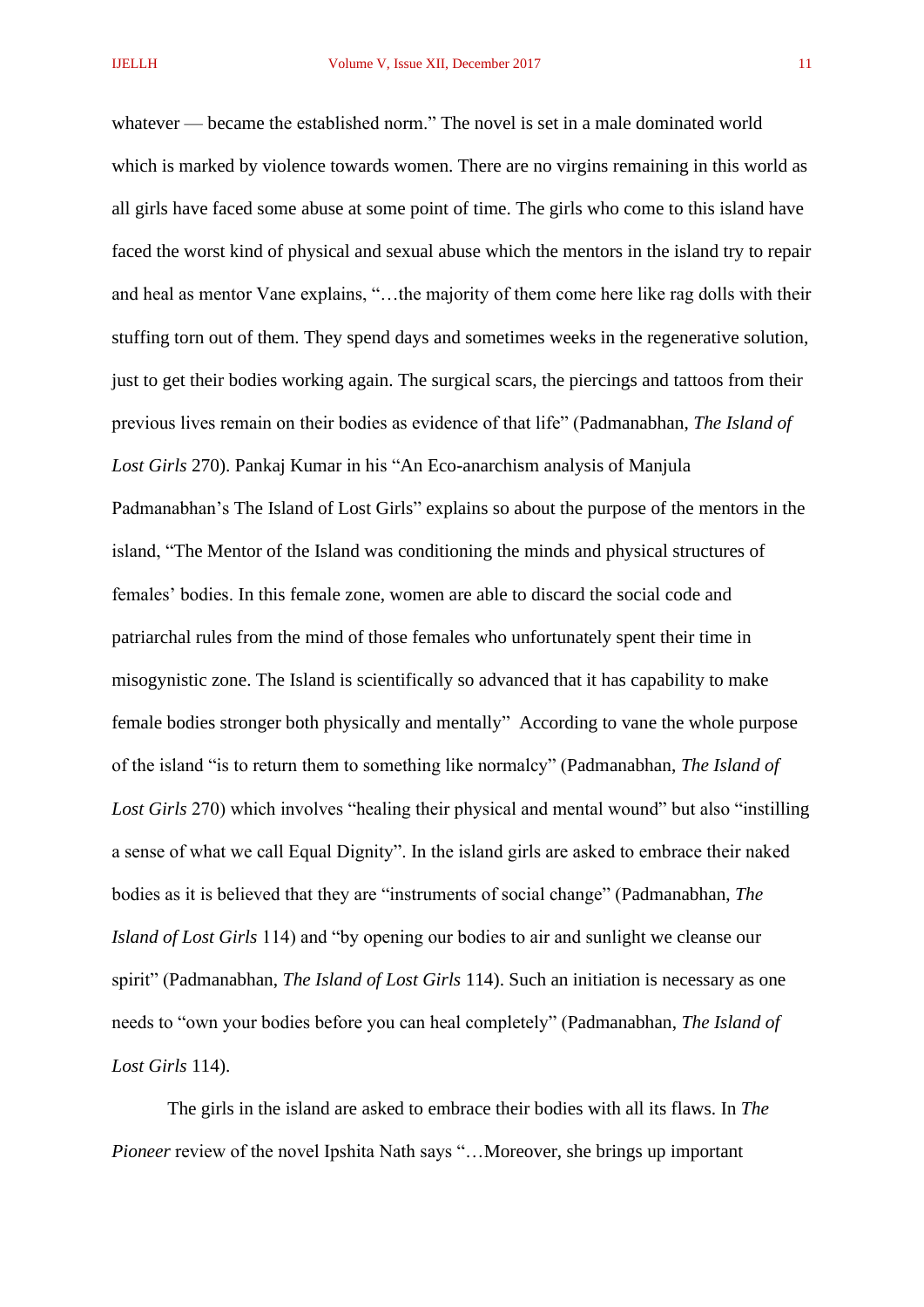whatever — became the established norm." The novel is set in a male dominated world which is marked by violence towards women. There are no virgins remaining in this world as all girls have faced some abuse at some point of time. The girls who come to this island have faced the worst kind of physical and sexual abuse which the mentors in the island try to repair and heal as mentor Vane explains, "…the majority of them come here like rag dolls with their stuffing torn out of them. They spend days and sometimes weeks in the regenerative solution, just to get their bodies working again. The surgical scars, the piercings and tattoos from their previous lives remain on their bodies as evidence of that life" (Padmanabhan, *The Island of Lost Girls* 270). Pankaj Kumar in his "An Eco-anarchism analysis of Manjula Padmanabhan's The Island of Lost Girls" explains so about the purpose of the mentors in the island, "The Mentor of the Island was conditioning the minds and physical structures of females' bodies. In this female zone, women are able to discard the social code and patriarchal rules from the mind of those females who unfortunately spent their time in misogynistic zone. The Island is scientifically so advanced that it has capability to make female bodies stronger both physically and mentally" According to vane the whole purpose of the island "is to return them to something like normalcy" (Padmanabhan, *The Island of Lost Girls* 270) which involves "healing their physical and mental wound" but also "instilling a sense of what we call Equal Dignity". In the island girls are asked to embrace their naked bodies as it is believed that they are "instruments of social change" (Padmanabhan, *The Island of Lost Girls* 114) and "by opening our bodies to air and sunlight we cleanse our spirit" (Padmanabhan, *The Island of Lost Girls* 114). Such an initiation is necessary as one needs to "own your bodies before you can heal completely" (Padmanabhan, *The Island of Lost Girls* 114).

The girls in the island are asked to embrace their bodies with all its flaws. In *The Pioneer* review of the novel Ipshita Nath says "…Moreover, she brings up important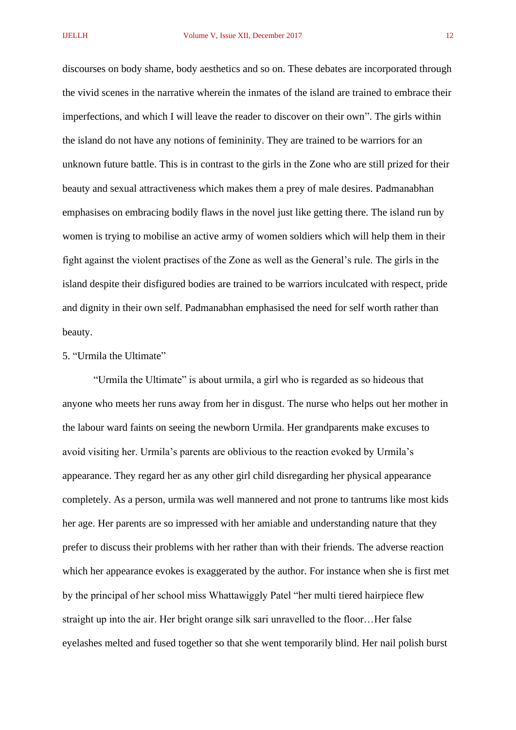discourses on body shame, body aesthetics and so on. These debates are incorporated through the vivid scenes in the narrative wherein the inmates of the island are trained to embrace their imperfections, and which I will leave the reader to discover on their own". The girls within the island do not have any notions of femininity. They are trained to be warriors for an unknown future battle. This is in contrast to the girls in the Zone who are still prized for their beauty and sexual attractiveness which makes them a prey of male desires. Padmanabhan emphasises on embracing bodily flaws in the novel just like getting there. The island run by women is trying to mobilise an active army of women soldiers which will help them in their fight against the violent practises of the Zone as well as the General's rule. The girls in the island despite their disfigured bodies are trained to be warriors inculcated with respect, pride and dignity in their own self. Padmanabhan emphasised the need for self worth rather than beauty.

5. "Urmila the Ultimate"

"Urmila the Ultimate" is about urmila, a girl who is regarded as so hideous that anyone who meets her runs away from her in disgust. The nurse who helps out her mother in the labour ward faints on seeing the newborn Urmila. Her grandparents make excuses to avoid visiting her. Urmila's parents are oblivious to the reaction evoked by Urmila's appearance. They regard her as any other girl child disregarding her physical appearance completely. As a person, urmila was well mannered and not prone to tantrums like most kids her age. Her parents are so impressed with her amiable and understanding nature that they prefer to discuss their problems with her rather than with their friends. The adverse reaction which her appearance evokes is exaggerated by the author. For instance when she is first met by the principal of her school miss Whattawiggly Patel "her multi tiered hairpiece flew straight up into the air. Her bright orange silk sari unravelled to the floor…Her false eyelashes melted and fused together so that she went temporarily blind. Her nail polish burst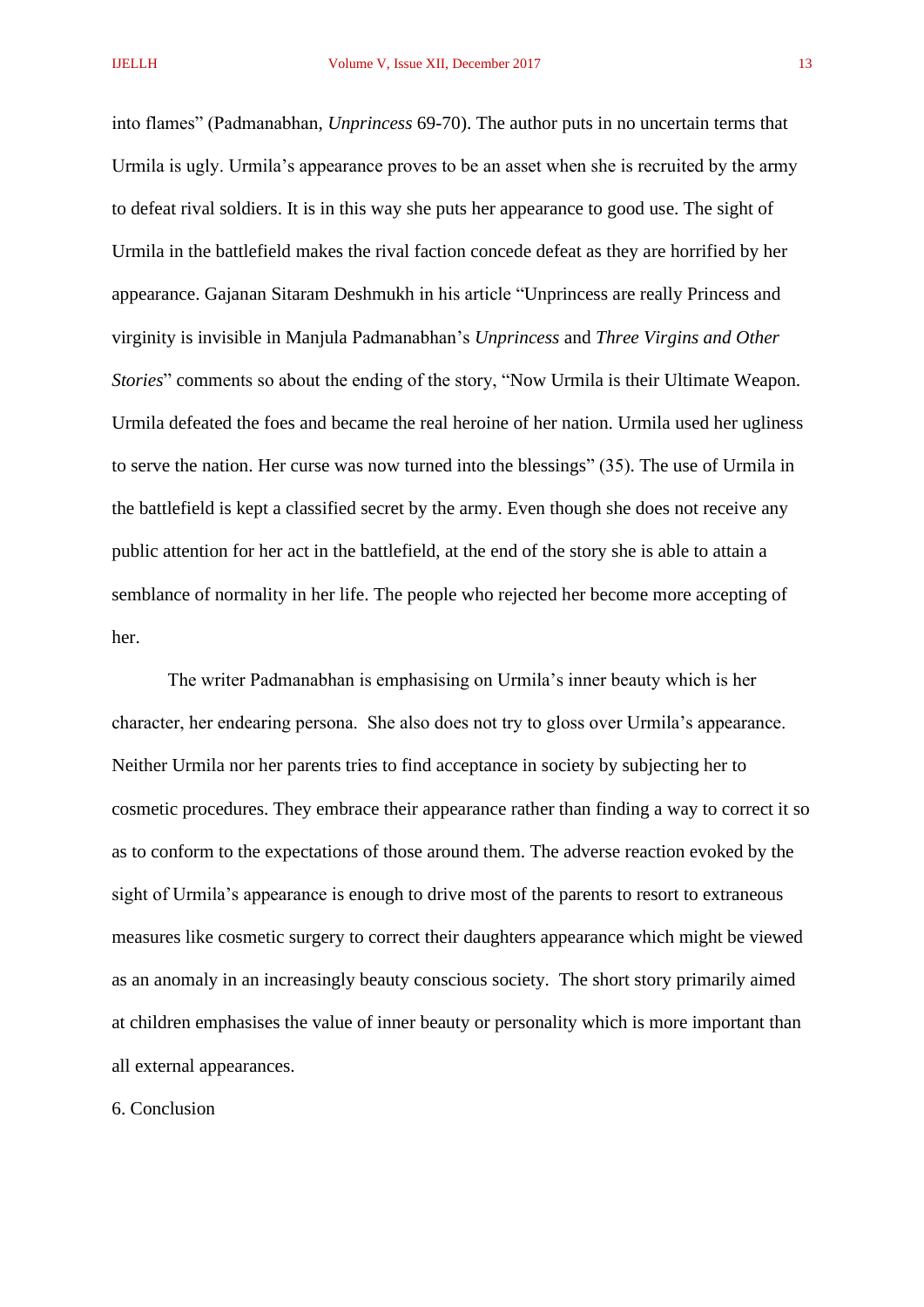into flames" (Padmanabhan, *Unprincess* 69-70). The author puts in no uncertain terms that Urmila is ugly. Urmila's appearance proves to be an asset when she is recruited by the army to defeat rival soldiers. It is in this way she puts her appearance to good use. The sight of Urmila in the battlefield makes the rival faction concede defeat as they are horrified by her appearance. Gajanan Sitaram Deshmukh in his article "Unprincess are really Princess and virginity is invisible in Manjula Padmanabhan's *Unprincess* and *Three Virgins and Other Stories*" comments so about the ending of the story, "Now Urmila is their Ultimate Weapon. Urmila defeated the foes and became the real heroine of her nation. Urmila used her ugliness to serve the nation. Her curse was now turned into the blessings" (35). The use of Urmila in the battlefield is kept a classified secret by the army. Even though she does not receive any public attention for her act in the battlefield, at the end of the story she is able to attain a semblance of normality in her life. The people who rejected her become more accepting of her.

The writer Padmanabhan is emphasising on Urmila's inner beauty which is her character, her endearing persona. She also does not try to gloss over Urmila's appearance. Neither Urmila nor her parents tries to find acceptance in society by subjecting her to cosmetic procedures. They embrace their appearance rather than finding a way to correct it so as to conform to the expectations of those around them. The adverse reaction evoked by the sight of Urmila's appearance is enough to drive most of the parents to resort to extraneous measures like cosmetic surgery to correct their daughters appearance which might be viewed as an anomaly in an increasingly beauty conscious society. The short story primarily aimed at children emphasises the value of inner beauty or personality which is more important than all external appearances.

## 6. Conclusion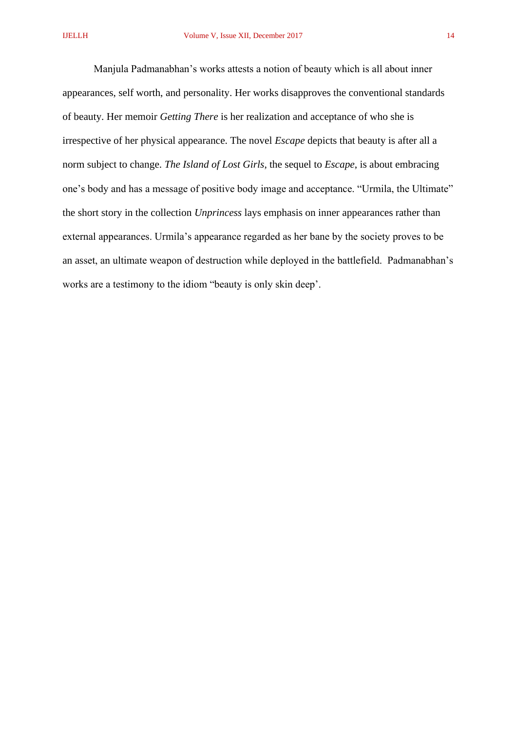Manjula Padmanabhan's works attests a notion of beauty which is all about inner appearances, self worth, and personality. Her works disapproves the conventional standards of beauty. Her memoir *Getting There* is her realization and acceptance of who she is irrespective of her physical appearance. The novel *Escape* depicts that beauty is after all a norm subject to change. *The Island of Lost Girls*, the sequel to *Escape*, is about embracing one's body and has a message of positive body image and acceptance. "Urmila, the Ultimate" the short story in the collection *Unprincess* lays emphasis on inner appearances rather than external appearances. Urmila's appearance regarded as her bane by the society proves to be an asset, an ultimate weapon of destruction while deployed in the battlefield. Padmanabhan's works are a testimony to the idiom "beauty is only skin deep'.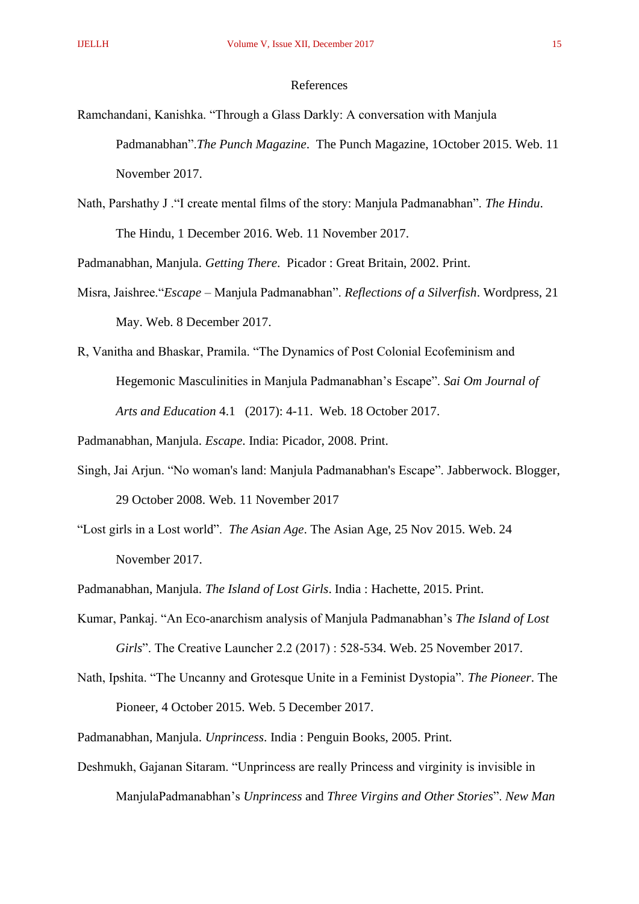## References

Ramchandani, Kanishka. "Through a Glass Darkly: A conversation with Manjula Padmanabhan".*The Punch Magazine*. The Punch Magazine, 1October 2015. Web. 11 November 2017.

Nath, Parshathy J ."I create mental films of the story: Manjula Padmanabhan". *The Hindu*. The Hindu, 1 December 2016. Web. 11 November 2017.

Padmanabhan, Manjula. *Getting There.* Picador : Great Britain, 2002. Print.

Misra, Jaishree."*Escape* – Manjula Padmanabhan". *Reflections of a Silverfish*. Wordpress, 21 May. Web. 8 December 2017.

R, Vanitha and Bhaskar, Pramila. "The Dynamics of Post Colonial Ecofeminism and Hegemonic Masculinities in Manjula Padmanabhan's Escape". *Sai Om Journal of Arts and Education* 4.1 (2017): 4-11. Web. 18 October 2017.

Padmanabhan, Manjula. *Escape*. India: Picador, 2008. Print.

Singh, Jai Arjun. "No woman's land: Manjula Padmanabhan's Escape". Jabberwock. Blogger, 29 October 2008. Web. 11 November 2017

"Lost girls in a Lost world". *The Asian Age*. The Asian Age, 25 Nov 2015. Web. 24 November 2017.

Padmanabhan, Manjula. *The Island of Lost Girls*. India : Hachette, 2015. Print.

Kumar, Pankaj. "An Eco-anarchism analysis of Manjula Padmanabhan's *The Island of Lost Girls*". The Creative Launcher 2.2 (2017) : 528-534. Web. 25 November 2017.

Nath, Ipshita. "The Uncanny and Grotesque Unite in a Feminist Dystopia". *The Pioneer*. The Pioneer, 4 October 2015. Web. 5 December 2017.

Padmanabhan, Manjula. *Unprincess*. India : Penguin Books, 2005. Print.

Deshmukh, Gajanan Sitaram. "Unprincess are really Princess and virginity is invisible in ManjulaPadmanabhan's *Unprincess* and *Three Virgins and Other Stories*". *New Man*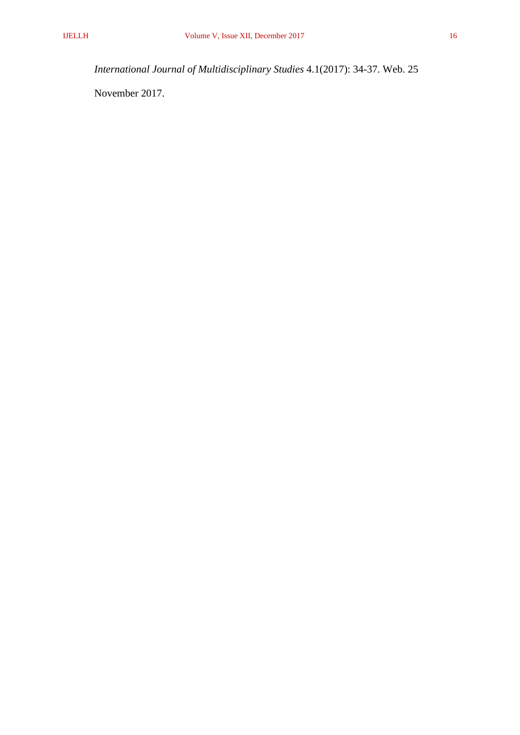*International Journal of Multidisciplinary Studies* 4.1(2017): 34-37. Web. 25 November 2017.